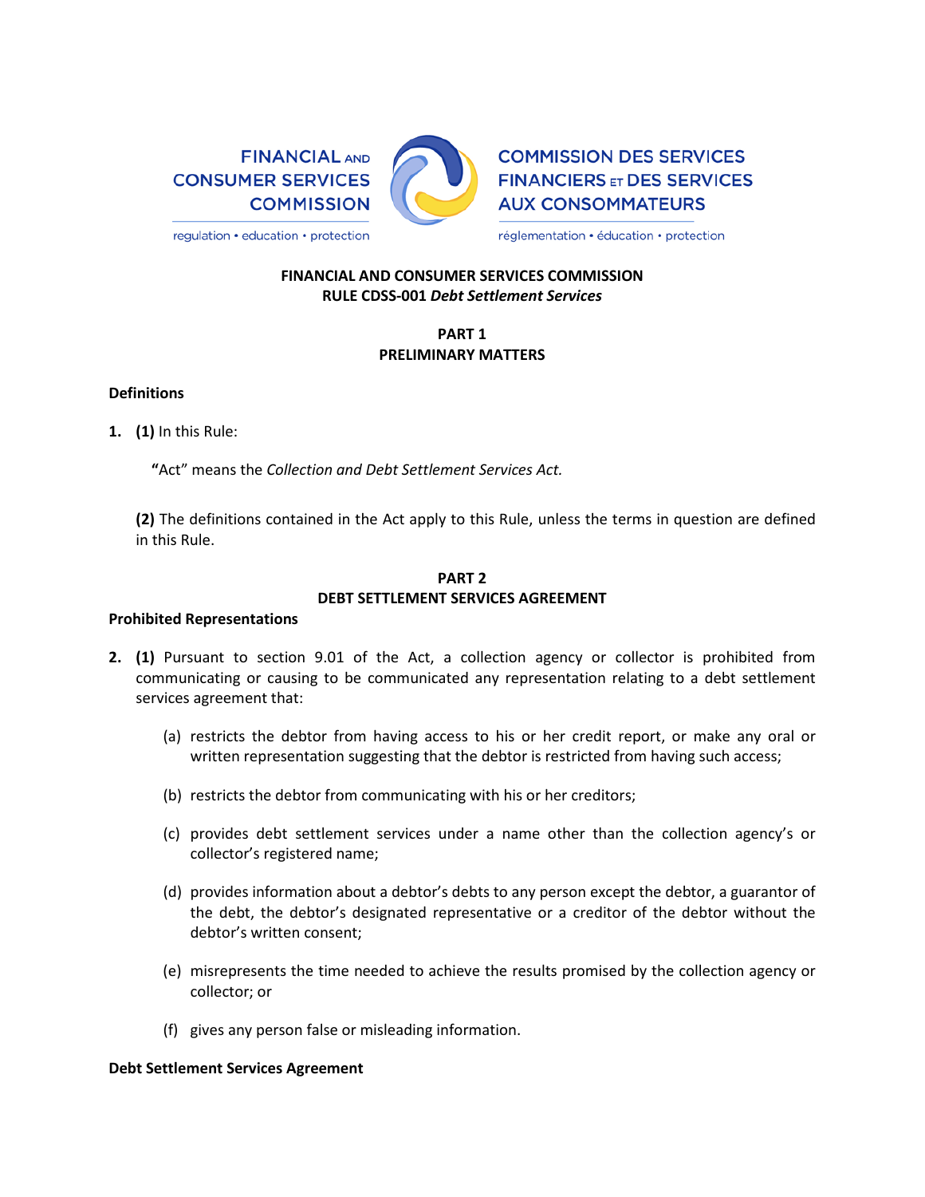FINANCIAL AND CONSUMER SERVICES COMMISSION

regulation • education • protection

COMMISSION DES SERVICES FINANCIERS ET DES SERVICES AUX CONSOMMATEURS

réglementation • éducation • protection

# FINANCIAL AND CONSUMER SERVICES COMMISSION
# RULE CDSS-001 *Debt Settlement Services*

## PART 1
## PRELIMINARY MATTERS

### Definitions

**1. (1)** In this Rule:

**"**Act" means the *Collection and Debt Settlement Services Act.*

**(2)** The definitions contained in the Act apply to this Rule, unless the terms in question are defined in this Rule.

## PART 2
## DEBT SETTLEMENT SERVICES AGREEMENT

### Prohibited Representations

**2. (1)** Pursuant to section 9.01 of the Act, a collection agency or collector is prohibited from communicating or causing to be communicated any representation relating to a debt settlement services agreement that:

(a) restricts the debtor from having access to his or her credit report, or make any oral or written representation suggesting that the debtor is restricted from having such access;

(b) restricts the debtor from communicating with his or her creditors;

(c) provides debt settlement services under a name other than the collection agency's or collector's registered name;

(d) provides information about a debtor's debts to any person except the debtor, a guarantor of the debt, the debtor's designated representative or a creditor of the debtor without the debtor's written consent;

(e) misrepresents the time needed to achieve the results promised by the collection agency or collector; or

(f) gives any person false or misleading information.

### Debt Settlement Services Agreement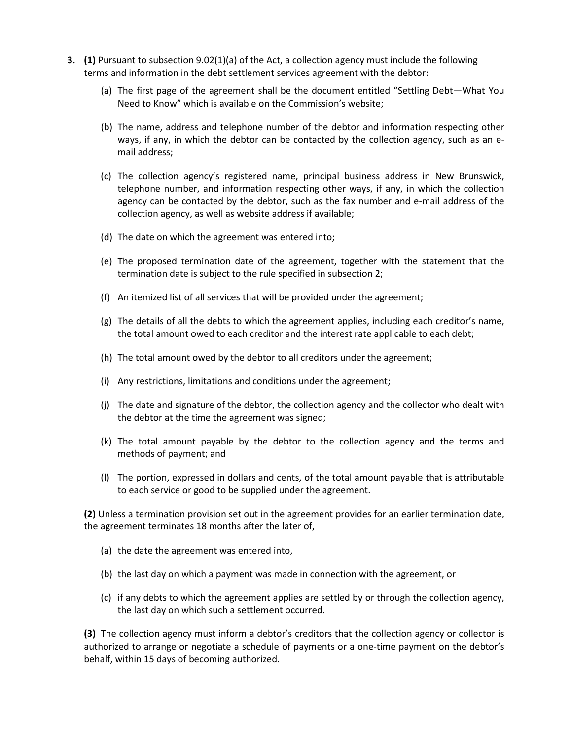**3. (1)** Pursuant to subsection 9.02(1)(a) of the Act, a collection agency must include the following terms and information in the debt settlement services agreement with the debtor:

(a) The first page of the agreement shall be the document entitled "Settling Debt—What You Need to Know" which is available on the Commission's website;

(b) The name, address and telephone number of the debtor and information respecting other ways, if any, in which the debtor can be contacted by the collection agency, such as an e-mail address;

(c) The collection agency's registered name, principal business address in New Brunswick, telephone number, and information respecting other ways, if any, in which the collection agency can be contacted by the debtor, such as the fax number and e-mail address of the collection agency, as well as website address if available;

(d) The date on which the agreement was entered into;

(e) The proposed termination date of the agreement, together with the statement that the termination date is subject to the rule specified in subsection 2;

(f) An itemized list of all services that will be provided under the agreement;

(g) The details of all the debts to which the agreement applies, including each creditor's name, the total amount owed to each creditor and the interest rate applicable to each debt;

(h) The total amount owed by the debtor to all creditors under the agreement;

(i) Any restrictions, limitations and conditions under the agreement;

(j) The date and signature of the debtor, the collection agency and the collector who dealt with the debtor at the time the agreement was signed;

(k) The total amount payable by the debtor to the collection agency and the terms and methods of payment; and

(l) The portion, expressed in dollars and cents, of the total amount payable that is attributable to each service or good to be supplied under the agreement.

**(2)** Unless a termination provision set out in the agreement provides for an earlier termination date, the agreement terminates 18 months after the later of,

(a) the date the agreement was entered into,

(b) the last day on which a payment was made in connection with the agreement, or

(c) if any debts to which the agreement applies are settled by or through the collection agency, the last day on which such a settlement occurred.

**(3)** The collection agency must inform a debtor's creditors that the collection agency or collector is authorized to arrange or negotiate a schedule of payments or a one-time payment on the debtor's behalf, within 15 days of becoming authorized.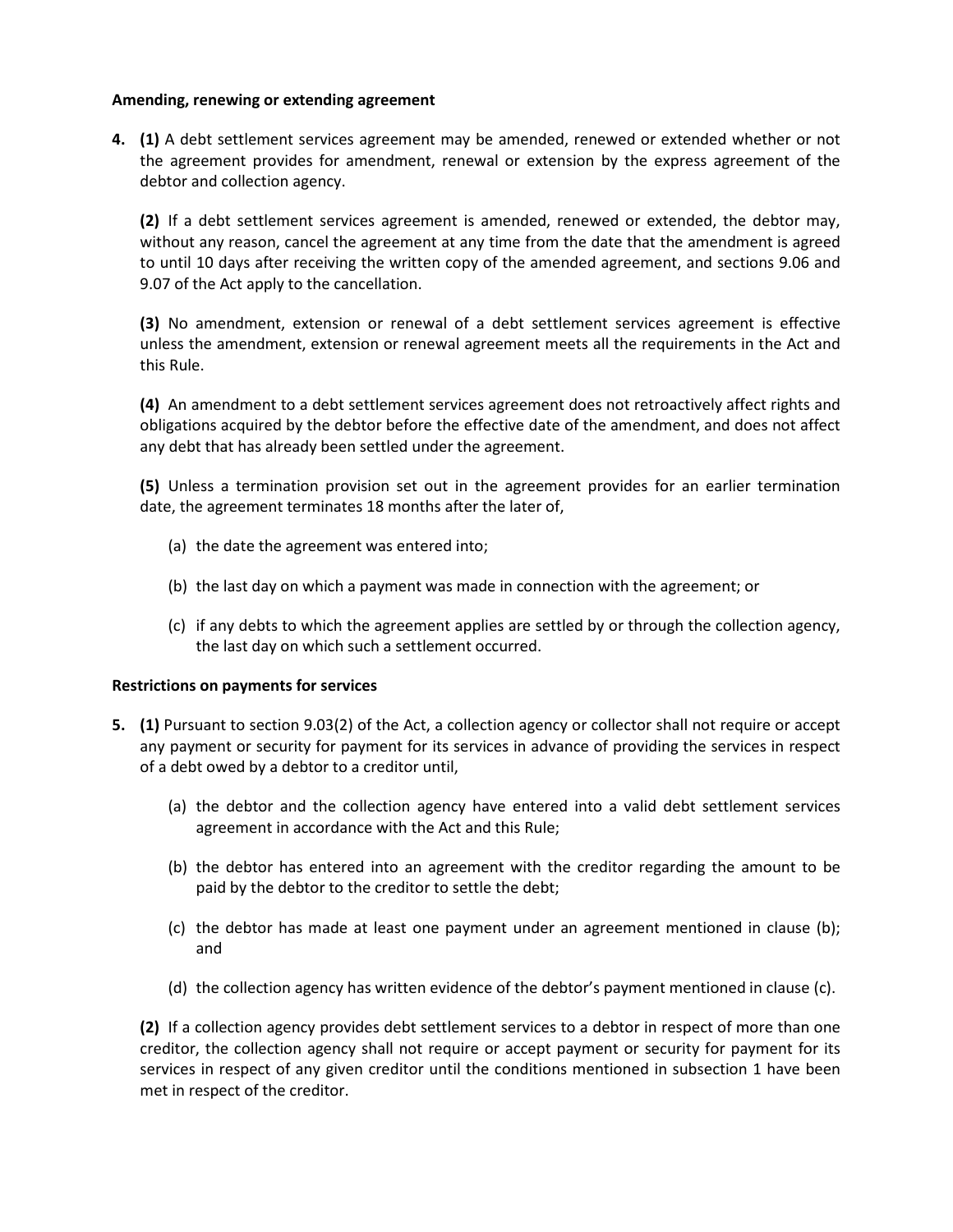**Amending, renewing or extending agreement**

**4. (1)** A debt settlement services agreement may be amended, renewed or extended whether or not the agreement provides for amendment, renewal or extension by the express agreement of the debtor and collection agency.

**(2)** If a debt settlement services agreement is amended, renewed or extended, the debtor may, without any reason, cancel the agreement at any time from the date that the amendment is agreed to until 10 days after receiving the written copy of the amended agreement, and sections 9.06 and 9.07 of the Act apply to the cancellation.

**(3)** No amendment, extension or renewal of a debt settlement services agreement is effective unless the amendment, extension or renewal agreement meets all the requirements in the Act and this Rule.

**(4)** An amendment to a debt settlement services agreement does not retroactively affect rights and obligations acquired by the debtor before the effective date of the amendment, and does not affect any debt that has already been settled under the agreement.

**(5)** Unless a termination provision set out in the agreement provides for an earlier termination date, the agreement terminates 18 months after the later of,

- (a) the date the agreement was entered into;
- (b) the last day on which a payment was made in connection with the agreement; or
- (c) if any debts to which the agreement applies are settled by or through the collection agency, the last day on which such a settlement occurred.

**Restrictions on payments for services**

**5. (1)** Pursuant to section 9.03(2) of the Act, a collection agency or collector shall not require or accept any payment or security for payment for its services in advance of providing the services in respect of a debt owed by a debtor to a creditor until,

- (a) the debtor and the collection agency have entered into a valid debt settlement services agreement in accordance with the Act and this Rule;
- (b) the debtor has entered into an agreement with the creditor regarding the amount to be paid by the debtor to the creditor to settle the debt;
- (c) the debtor has made at least one payment under an agreement mentioned in clause (b); and
- (d) the collection agency has written evidence of the debtor's payment mentioned in clause (c).

**(2)** If a collection agency provides debt settlement services to a debtor in respect of more than one creditor, the collection agency shall not require or accept payment or security for payment for its services in respect of any given creditor until the conditions mentioned in subsection 1 have been met in respect of the creditor.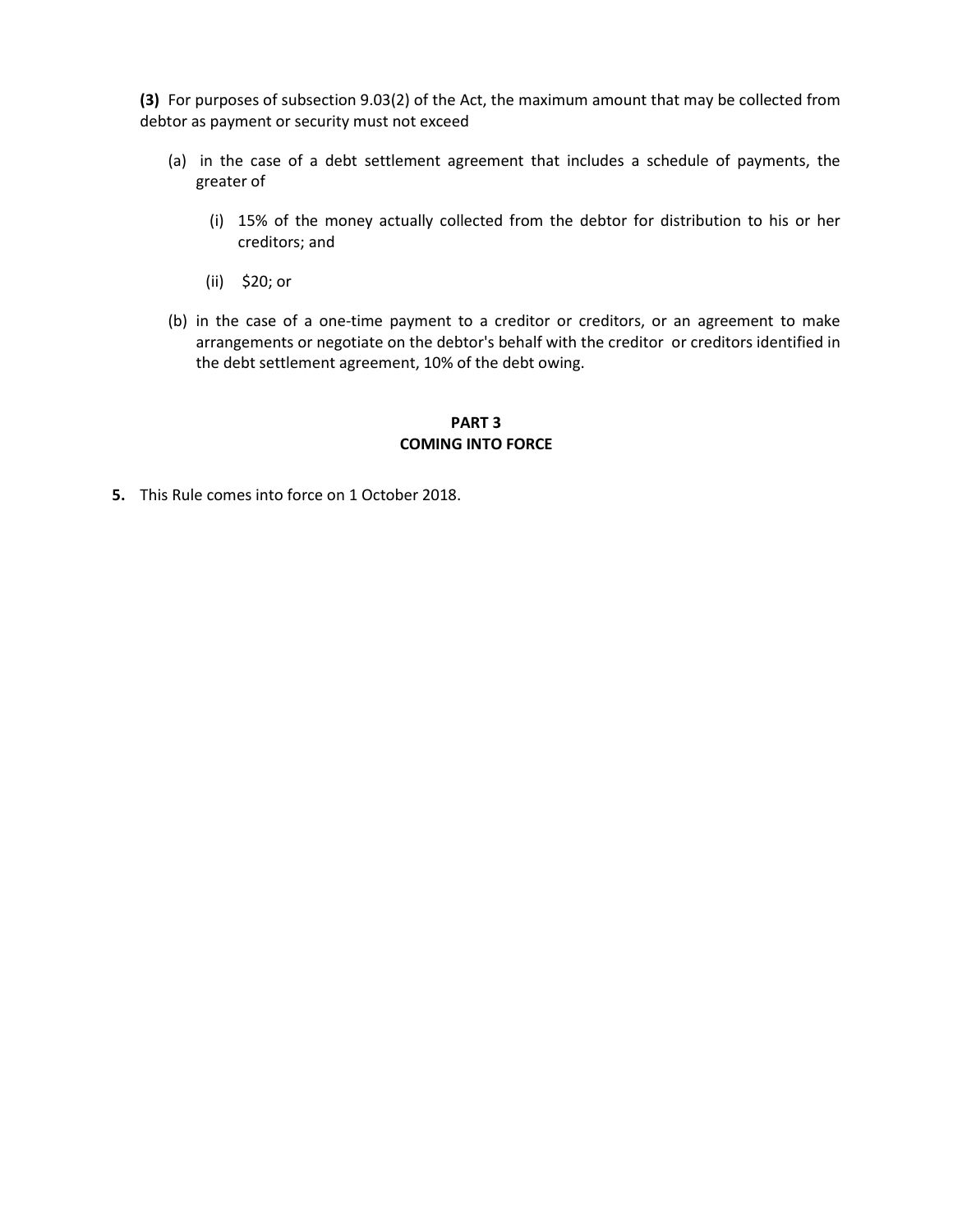**(3)** For purposes of subsection 9.03(2) of the Act, the maximum amount that may be collected from debtor as payment or security must not exceed

(a) in the case of a debt settlement agreement that includes a schedule of payments, the greater of

(i) 15% of the money actually collected from the debtor for distribution to his or her creditors; and

(ii) $20; or

(b) in the case of a one-time payment to a creditor or creditors, or an agreement to make arrangements or negotiate on the debtor's behalf with the creditor or creditors identified in the debt settlement agreement, 10% of the debt owing.

## PART 3
## COMING INTO FORCE

**5.** This Rule comes into force on 1 October 2018.